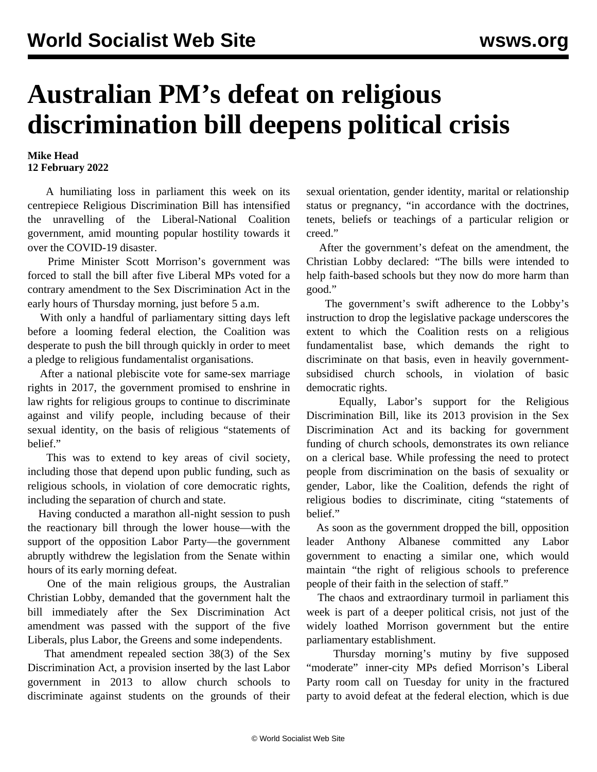# Australian PM's defeat on religious discrimination bill deepens political crisis

**Mike Head**
**12 February 2022**

A humiliating loss in parliament this week on its centrepiece Religious Discrimination Bill has intensified the unravelling of the Liberal-National Coalition government, amid mounting popular hostility towards it over the COVID-19 disaster.

Prime Minister Scott Morrison's government was forced to stall the bill after five Liberal MPs voted for a contrary amendment to the Sex Discrimination Act in the early hours of Thursday morning, just before 5 a.m.

With only a handful of parliamentary sitting days left before a looming federal election, the Coalition was desperate to push the bill through quickly in order to meet a pledge to religious fundamentalist organisations.

After a national plebiscite vote for same-sex marriage rights in 2017, the government promised to enshrine in law rights for religious groups to continue to discriminate against and vilify people, including because of their sexual identity, on the basis of religious "statements of belief."

This was to extend to key areas of civil society, including those that depend upon public funding, such as religious schools, in violation of core democratic rights, including the separation of church and state.

Having conducted a marathon all-night session to push the reactionary bill through the lower house—with the support of the opposition Labor Party—the government abruptly withdrew the legislation from the Senate within hours of its early morning defeat.

One of the main religious groups, the Australian Christian Lobby, demanded that the government halt the bill immediately after the Sex Discrimination Act amendment was passed with the support of the five Liberals, plus Labor, the Greens and some independents.

That amendment repealed section 38(3) of the Sex Discrimination Act, a provision inserted by the last Labor government in 2013 to allow church schools to discriminate against students on the grounds of their sexual orientation, gender identity, marital or relationship status or pregnancy, "in accordance with the doctrines, tenets, beliefs or teachings of a particular religion or creed."

After the government's defeat on the amendment, the Christian Lobby declared: "The bills were intended to help faith-based schools but they now do more harm than good."

The government's swift adherence to the Lobby's instruction to drop the legislative package underscores the extent to which the Coalition rests on a religious fundamentalist base, which demands the right to discriminate on that basis, even in heavily government-subsidised church schools, in violation of basic democratic rights.

Equally, Labor's support for the Religious Discrimination Bill, like its 2013 provision in the Sex Discrimination Act and its backing for government funding of church schools, demonstrates its own reliance on a clerical base. While professing the need to protect people from discrimination on the basis of sexuality or gender, Labor, like the Coalition, defends the right of religious bodies to discriminate, citing "statements of belief."

As soon as the government dropped the bill, opposition leader Anthony Albanese committed any Labor government to enacting a similar one, which would maintain "the right of religious schools to preference people of their faith in the selection of staff."

The chaos and extraordinary turmoil in parliament this week is part of a deeper political crisis, not just of the widely loathed Morrison government but the entire parliamentary establishment.

Thursday morning's mutiny by five supposed "moderate" inner-city MPs defied Morrison's Liberal Party room call on Tuesday for unity in the fractured party to avoid defeat at the federal election, which is due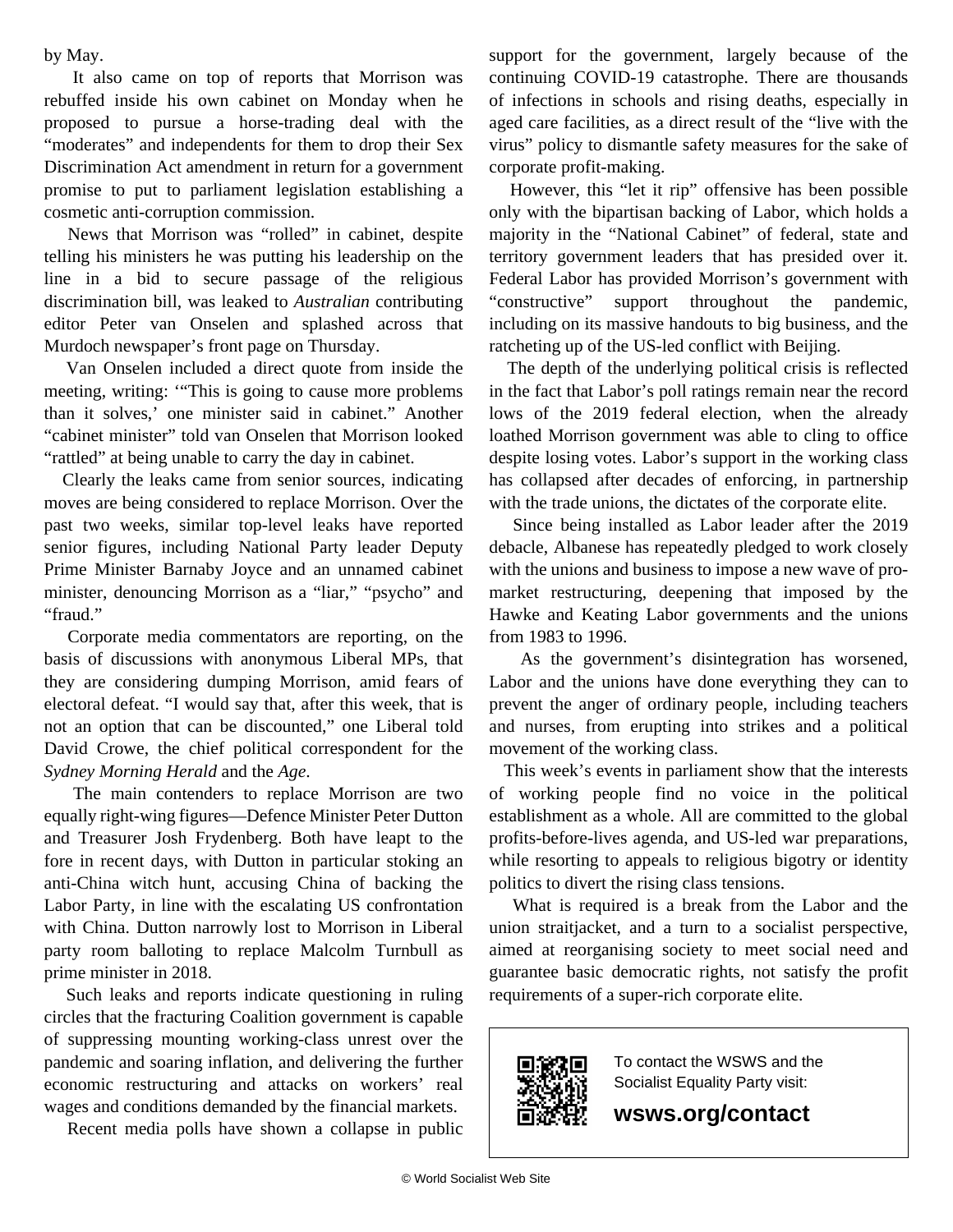by May.

It also came on top of reports that Morrison was rebuffed inside his own cabinet on Monday when he proposed to pursue a horse-trading deal with the "moderates" and independents for them to drop their Sex Discrimination Act amendment in return for a government promise to put to parliament legislation establishing a cosmetic anti-corruption commission.

News that Morrison was "rolled" in cabinet, despite telling his ministers he was putting his leadership on the line in a bid to secure passage of the religious discrimination bill, was leaked to *Australian* contributing editor Peter van Onselen and splashed across that Murdoch newspaper's front page on Thursday.

Van Onselen included a direct quote from inside the meeting, writing: '"This is going to cause more problems than it solves,' one minister said in cabinet." Another "cabinet minister" told van Onselen that Morrison looked "rattled" at being unable to carry the day in cabinet.

Clearly the leaks came from senior sources, indicating moves are being considered to replace Morrison. Over the past two weeks, similar top-level leaks have reported senior figures, including National Party leader Deputy Prime Minister Barnaby Joyce and an unnamed cabinet minister, denouncing Morrison as a "liar," "psycho" and "fraud."

Corporate media commentators are reporting, on the basis of discussions with anonymous Liberal MPs, that they are considering dumping Morrison, amid fears of electoral defeat. "I would say that, after this week, that is not an option that can be discounted," one Liberal told David Crowe, the chief political correspondent for the *Sydney Morning Herald* and the *Age*.

The main contenders to replace Morrison are two equally right-wing figures—Defence Minister Peter Dutton and Treasurer Josh Frydenberg. Both have leapt to the fore in recent days, with Dutton in particular stoking an anti-China witch hunt, accusing China of backing the Labor Party, in line with the escalating US confrontation with China. Dutton narrowly lost to Morrison in Liberal party room balloting to replace Malcolm Turnbull as prime minister in 2018.

Such leaks and reports indicate questioning in ruling circles that the fracturing Coalition government is capable of suppressing mounting working-class unrest over the pandemic and soaring inflation, and delivering the further economic restructuring and attacks on workers' real wages and conditions demanded by the financial markets.

Recent media polls have shown a collapse in public support for the government, largely because of the continuing COVID-19 catastrophe. There are thousands of infections in schools and rising deaths, especially in aged care facilities, as a direct result of the "live with the virus" policy to dismantle safety measures for the sake of corporate profit-making.

However, this "let it rip" offensive has been possible only with the bipartisan backing of Labor, which holds a majority in the "National Cabinet" of federal, state and territory government leaders that has presided over it. Federal Labor has provided Morrison's government with "constructive" support throughout the pandemic, including on its massive handouts to big business, and the ratcheting up of the US-led conflict with Beijing.

The depth of the underlying political crisis is reflected in the fact that Labor's poll ratings remain near the record lows of the 2019 federal election, when the already loathed Morrison government was able to cling to office despite losing votes. Labor's support in the working class has collapsed after decades of enforcing, in partnership with the trade unions, the dictates of the corporate elite.

Since being installed as Labor leader after the 2019 debacle, Albanese has repeatedly pledged to work closely with the unions and business to impose a new wave of pro-market restructuring, deepening that imposed by the Hawke and Keating Labor governments and the unions from 1983 to 1996.

As the government's disintegration has worsened, Labor and the unions have done everything they can to prevent the anger of ordinary people, including teachers and nurses, from erupting into strikes and a political movement of the working class.

This week's events in parliament show that the interests of working people find no voice in the political establishment as a whole. All are committed to the global profits-before-lives agenda, and US-led war preparations, while resorting to appeals to religious bigotry or identity politics to divert the rising class tensions.

What is required is a break from the Labor and the union straitjacket, and a turn to a socialist perspective, aimed at reorganising society to meet social need and guarantee basic democratic rights, not satisfy the profit requirements of a super-rich corporate elite.

To contact the WSWS and the Socialist Equality Party visit:

**wsws.org/contact**